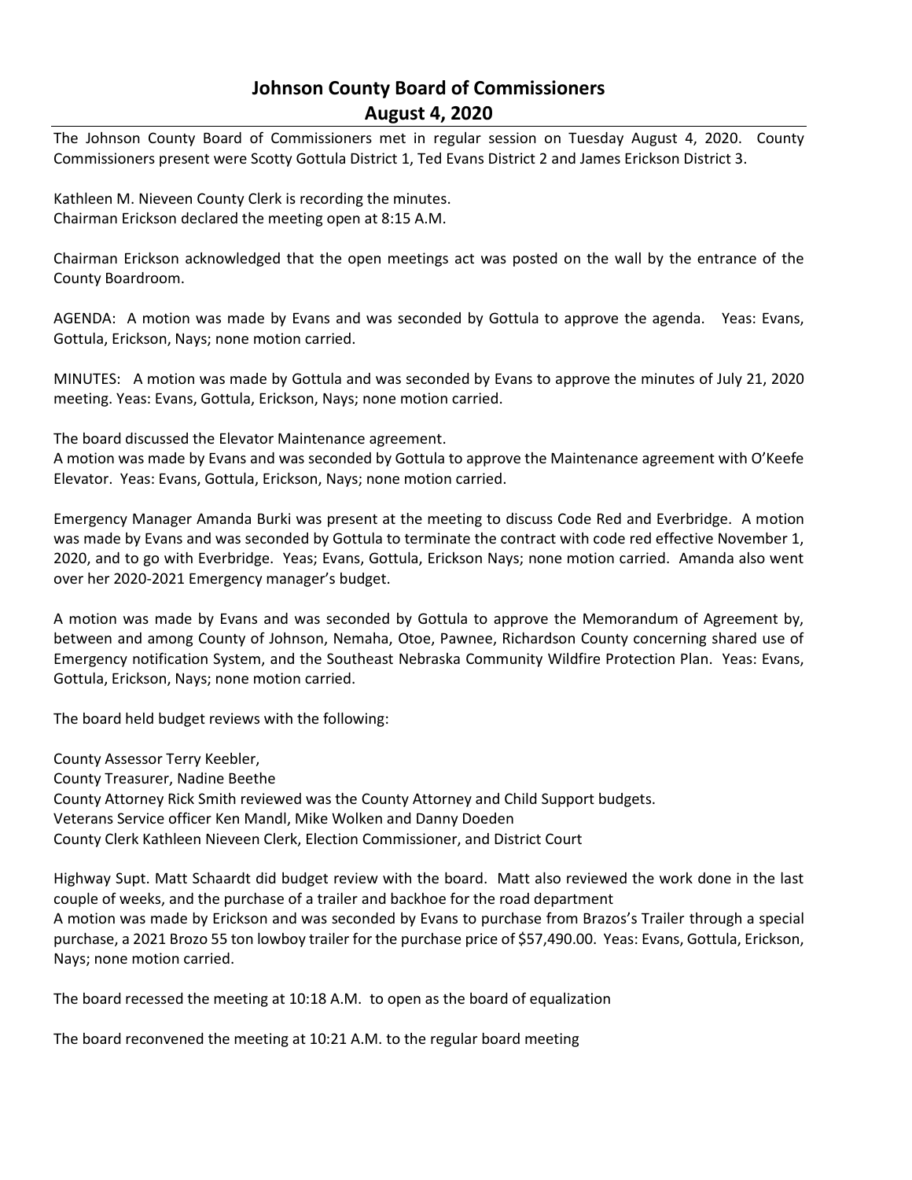# Johnson County Board of Commissioners
## August 4, 2020

The Johnson County Board of Commissioners met in regular session on Tuesday August 4, 2020. County Commissioners present were Scotty Gottula District 1, Ted Evans District 2 and James Erickson District 3.

Kathleen M. Nieveen County Clerk is recording the minutes.
Chairman Erickson declared the meeting open at 8:15 A.M.

Chairman Erickson acknowledged that the open meetings act was posted on the wall by the entrance of the County Boardroom.

AGENDA: A motion was made by Evans and was seconded by Gottula to approve the agenda. Yeas: Evans, Gottula, Erickson, Nays; none motion carried.

MINUTES: A motion was made by Gottula and was seconded by Evans to approve the minutes of July 21, 2020 meeting. Yeas: Evans, Gottula, Erickson, Nays; none motion carried.

The board discussed the Elevator Maintenance agreement.
A motion was made by Evans and was seconded by Gottula to approve the Maintenance agreement with O'Keefe Elevator. Yeas: Evans, Gottula, Erickson, Nays; none motion carried.

Emergency Manager Amanda Burki was present at the meeting to discuss Code Red and Everbridge. A motion was made by Evans and was seconded by Gottula to terminate the contract with code red effective November 1, 2020, and to go with Everbridge. Yeas; Evans, Gottula, Erickson Nays; none motion carried. Amanda also went over her 2020-2021 Emergency manager's budget.

A motion was made by Evans and was seconded by Gottula to approve the Memorandum of Agreement by, between and among County of Johnson, Nemaha, Otoe, Pawnee, Richardson County concerning shared use of Emergency notification System, and the Southeast Nebraska Community Wildfire Protection Plan. Yeas: Evans, Gottula, Erickson, Nays; none motion carried.

The board held budget reviews with the following:

County Assessor Terry Keebler,
County Treasurer, Nadine Beethe
County Attorney Rick Smith reviewed was the County Attorney and Child Support budgets.
Veterans Service officer Ken Mandl, Mike Wolken and Danny Doeden
County Clerk Kathleen Nieveen Clerk, Election Commissioner, and District Court

Highway Supt. Matt Schaardt did budget review with the board. Matt also reviewed the work done in the last couple of weeks, and the purchase of a trailer and backhoe for the road department
A motion was made by Erickson and was seconded by Evans to purchase from Brazos's Trailer through a special purchase, a 2021 Brozo 55 ton lowboy trailer for the purchase price of $57,490.00. Yeas: Evans, Gottula, Erickson, Nays; none motion carried.

The board recessed the meeting at 10:18 A.M. to open as the board of equalization

The board reconvened the meeting at 10:21 A.M. to the regular board meeting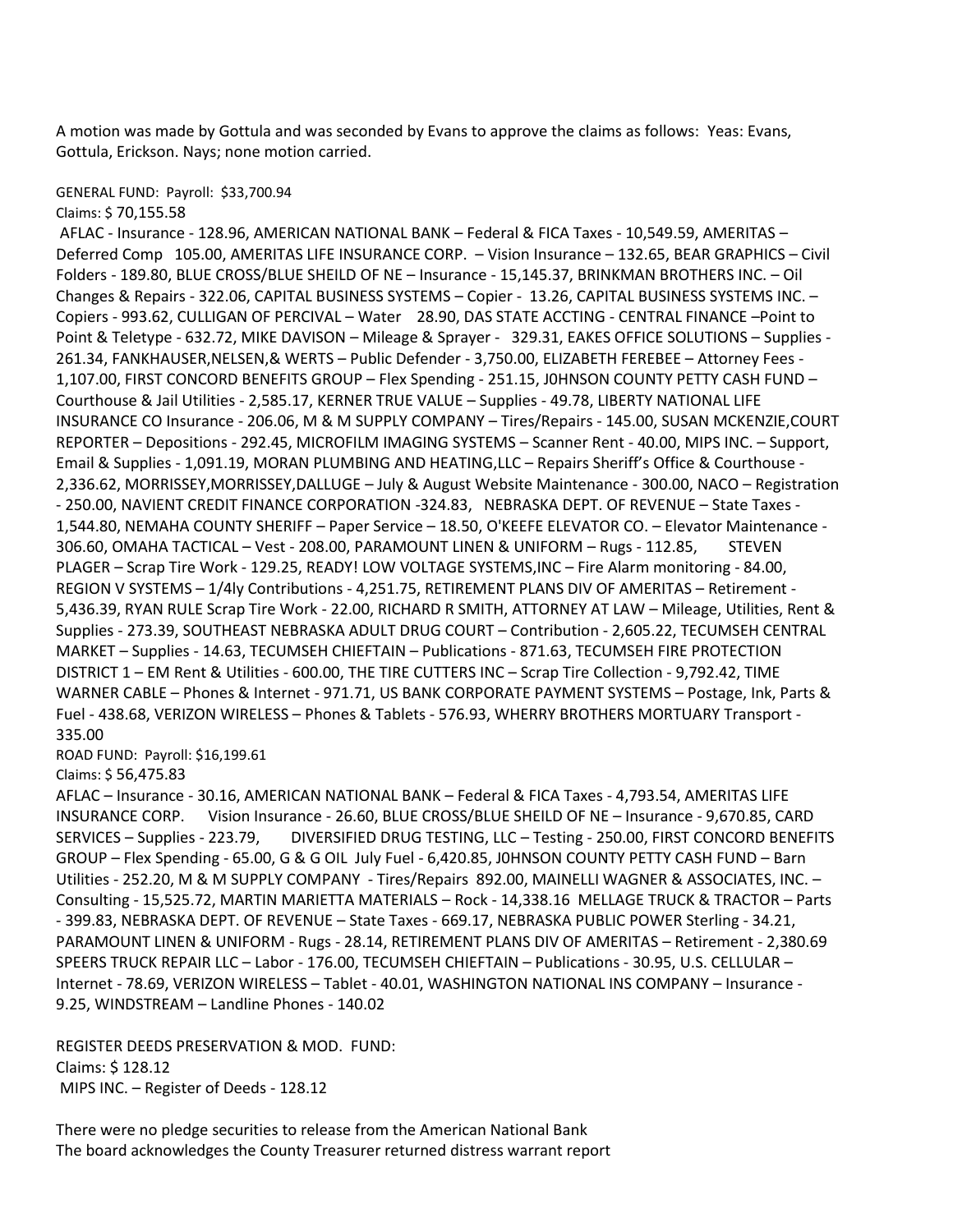A motion was made by Gottula and was seconded by Evans to approve the claims as follows: Yeas: Evans, Gottula, Erickson. Nays; none motion carried.

GENERAL FUND: Payroll: $33,700.94
Claims: $ 70,155.58
AFLAC - Insurance - 128.96, AMERICAN NATIONAL BANK – Federal & FICA Taxes - 10,549.59, AMERITAS – Deferred Comp 105.00, AMERITAS LIFE INSURANCE CORP. – Vision Insurance – 132.65, BEAR GRAPHICS – Civil Folders - 189.80, BLUE CROSS/BLUE SHEILD OF NE – Insurance - 15,145.37, BRINKMAN BROTHERS INC. – Oil Changes & Repairs - 322.06, CAPITAL BUSINESS SYSTEMS – Copier - 13.26, CAPITAL BUSINESS SYSTEMS INC. – Copiers - 993.62, CULLIGAN OF PERCIVAL – Water 28.90, DAS STATE ACCTING - CENTRAL FINANCE –Point to Point & Teletype - 632.72, MIKE DAVISON – Mileage & Sprayer - 329.31, EAKES OFFICE SOLUTIONS – Supplies - 261.34, FANKHAUSER,NELSEN,& WERTS – Public Defender - 3,750.00, ELIZABETH FEREBEE – Attorney Fees - 1,107.00, FIRST CONCORD BENEFITS GROUP – Flex Spending - 251.15, J0HNSON COUNTY PETTY CASH FUND – Courthouse & Jail Utilities - 2,585.17, KERNER TRUE VALUE – Supplies - 49.78, LIBERTY NATIONAL LIFE INSURANCE CO Insurance - 206.06, M & M SUPPLY COMPANY – Tires/Repairs - 145.00, SUSAN MCKENZIE,COURT REPORTER – Depositions - 292.45, MICROFILM IMAGING SYSTEMS – Scanner Rent - 40.00, MIPS INC. – Support, Email & Supplies - 1,091.19, MORAN PLUMBING AND HEATING,LLC – Repairs Sheriff's Office & Courthouse - 2,336.62, MORRISSEY,MORRISSEY,DALLUGE – July & August Website Maintenance - 300.00, NACO – Registration - 250.00, NAVIENT CREDIT FINANCE CORPORATION -324.83, NEBRASKA DEPT. OF REVENUE – State Taxes - 1,544.80, NEMAHA COUNTY SHERIFF – Paper Service – 18.50, O'KEEFE ELEVATOR CO. – Elevator Maintenance - 306.60, OMAHA TACTICAL – Vest - 208.00, PARAMOUNT LINEN & UNIFORM – Rugs - 112.85, STEVEN PLAGER – Scrap Tire Work - 129.25, READY! LOW VOLTAGE SYSTEMS,INC – Fire Alarm monitoring - 84.00, REGION V SYSTEMS – 1/4ly Contributions - 4,251.75, RETIREMENT PLANS DIV OF AMERITAS – Retirement - 5,436.39, RYAN RULE Scrap Tire Work - 22.00, RICHARD R SMITH, ATTORNEY AT LAW – Mileage, Utilities, Rent & Supplies - 273.39, SOUTHEAST NEBRASKA ADULT DRUG COURT – Contribution - 2,605.22, TECUMSEH CENTRAL MARKET – Supplies - 14.63, TECUMSEH CHIEFTAIN – Publications - 871.63, TECUMSEH FIRE PROTECTION DISTRICT 1 – EM Rent & Utilities - 600.00, THE TIRE CUTTERS INC – Scrap Tire Collection - 9,792.42, TIME WARNER CABLE – Phones & Internet - 971.71, US BANK CORPORATE PAYMENT SYSTEMS – Postage, Ink, Parts & Fuel - 438.68, VERIZON WIRELESS – Phones & Tablets - 576.93, WHERRY BROTHERS MORTUARY Transport - 335.00

ROAD FUND: Payroll: $16,199.61
Claims: $ 56,475.83
AFLAC – Insurance - 30.16, AMERICAN NATIONAL BANK – Federal & FICA Taxes - 4,793.54, AMERITAS LIFE INSURANCE CORP. Vision Insurance - 26.60, BLUE CROSS/BLUE SHEILD OF NE – Insurance - 9,670.85, CARD SERVICES – Supplies - 223.79, DIVERSIFIED DRUG TESTING, LLC – Testing - 250.00, FIRST CONCORD BENEFITS GROUP – Flex Spending - 65.00, G & G OIL July Fuel - 6,420.85, J0HNSON COUNTY PETTY CASH FUND – Barn Utilities - 252.20, M & M SUPPLY COMPANY - Tires/Repairs 892.00, MAINELLI WAGNER & ASSOCIATES, INC. – Consulting - 15,525.72, MARTIN MARIETTA MATERIALS – Rock - 14,338.16 MELLAGE TRUCK & TRACTOR – Parts - 399.83, NEBRASKA DEPT. OF REVENUE – State Taxes - 669.17, NEBRASKA PUBLIC POWER Sterling - 34.21, PARAMOUNT LINEN & UNIFORM - Rugs - 28.14, RETIREMENT PLANS DIV OF AMERITAS – Retirement - 2,380.69 SPEERS TRUCK REPAIR LLC – Labor - 176.00, TECUMSEH CHIEFTAIN – Publications - 30.95, U.S. CELLULAR – Internet - 78.69, VERIZON WIRELESS – Tablet - 40.01, WASHINGTON NATIONAL INS COMPANY – Insurance - 9.25, WINDSTREAM – Landline Phones - 140.02

REGISTER DEEDS PRESERVATION & MOD. FUND:
Claims: $ 128.12
MIPS INC. – Register of Deeds - 128.12

There were no pledge securities to release from the American National Bank
The board acknowledges the County Treasurer returned distress warrant report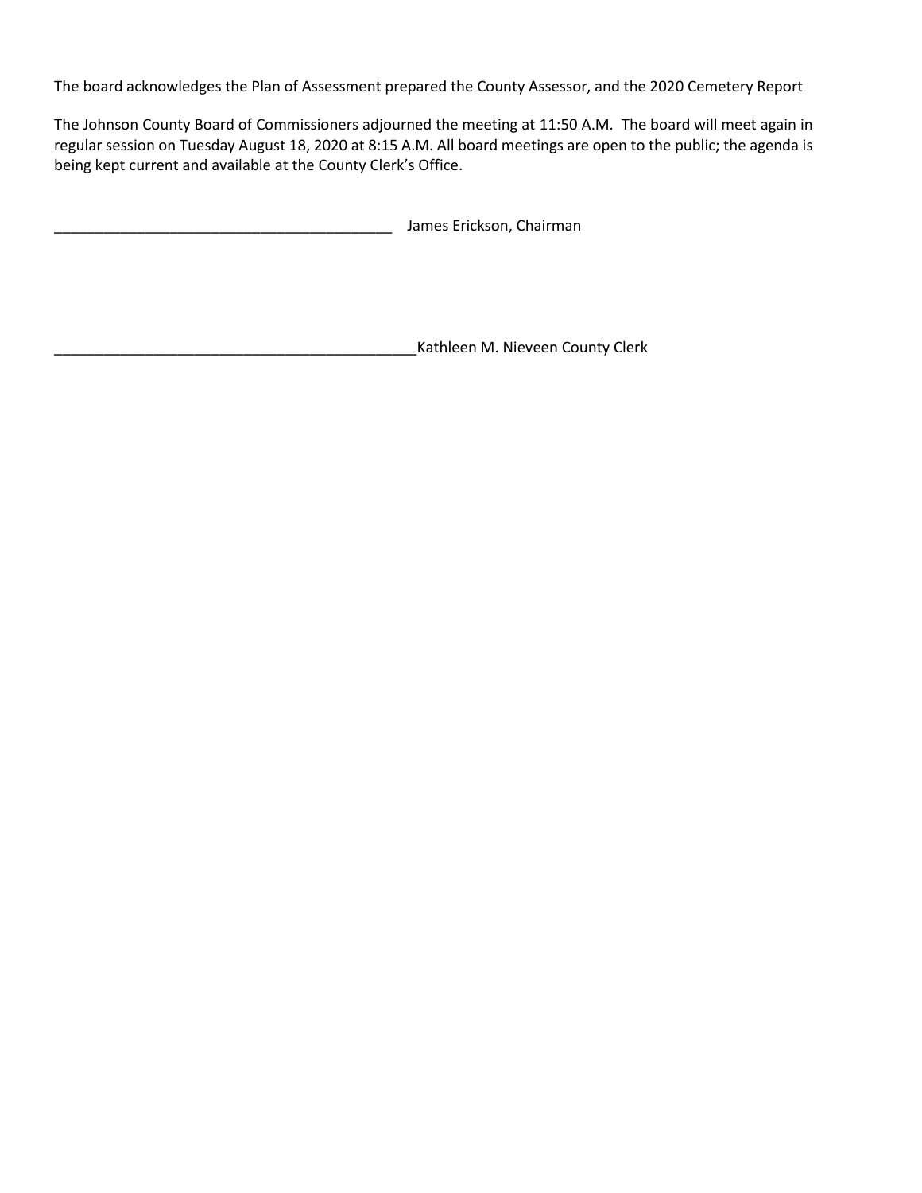The board acknowledges the Plan of Assessment prepared the County Assessor, and the 2020 Cemetery Report

The Johnson County Board of Commissioners adjourned the meeting at 11:50 A.M. The board will meet again in regular session on Tuesday August 18, 2020 at 8:15 A.M. All board meetings are open to the public; the agenda is being kept current and available at the County Clerk's Office.

__________________________________________ James Erickson, Chairman

_____________________________________________Kathleen M. Nieveen County Clerk